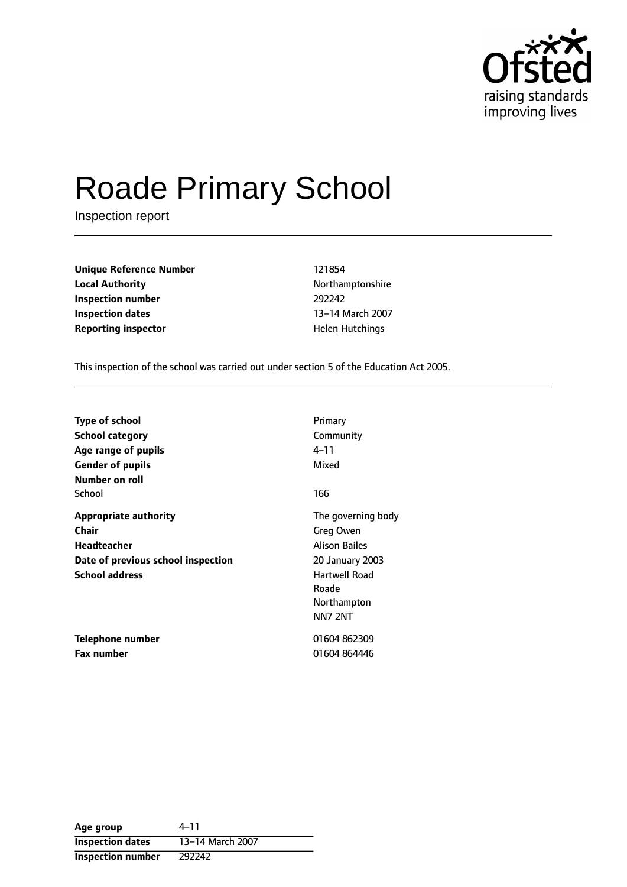# Roade Primary School

Inspection report

| | |
|---|---|
| **Unique Reference Number** | 121854 |
| **Local Authority** | Northamptonshire |
| **Inspection number** | 292242 |
| **Inspection dates** | 13–14 March 2007 |
| **Reporting inspector** | Helen Hutchings |

This inspection of the school was carried out under section 5 of the Education Act 2005.

| | |
|---|---|
| **Type of school** | Primary |
| **School category** | Community |
| **Age range of pupils** | 4–11 |
| **Gender of pupils** | Mixed |
| **Number on roll** | |
| School | 166 |
| **Appropriate authority** | The governing body |
| **Chair** | Greg Owen |
| **Headteacher** | Alison Bailes |
| **Date of previous school inspection** | 20 January 2003 |
| **School address** | Hartwell Road<br>Roade<br>Northampton<br>NN7 2NT |
| **Telephone number** | 01604 862309 |
| **Fax number** | 01604 864446 |

| | |
|---|---|
| **Age group** | 4–11 |
| **Inspection dates** | 13–14 March 2007 |
| **Inspection number** | 292242 |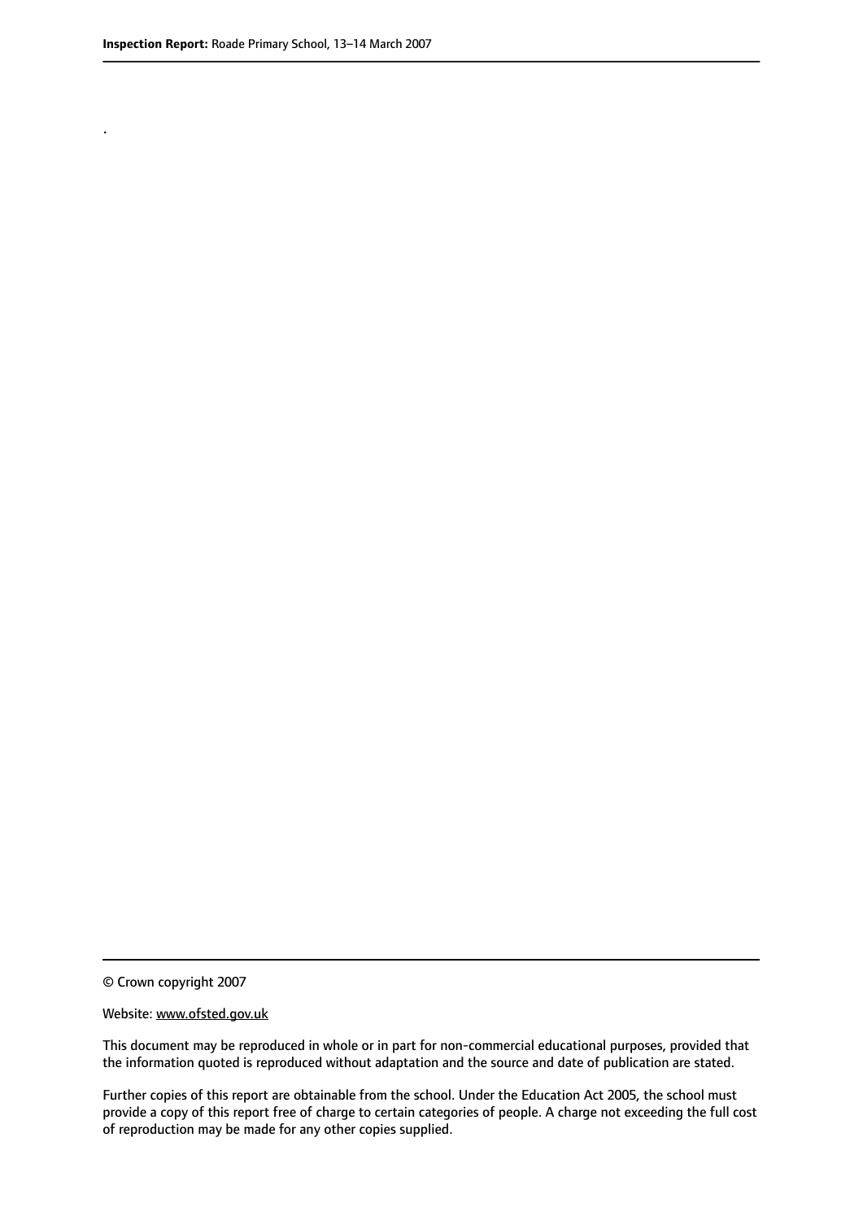.

© Crown copyright 2007

Website: www.ofsted.gov.uk

This document may be reproduced in whole or in part for non-commercial educational purposes, provided that the information quoted is reproduced without adaptation and the source and date of publication are stated.

Further copies of this report are obtainable from the school. Under the Education Act 2005, the school must provide a copy of this report free of charge to certain categories of people. A charge not exceeding the full cost of reproduction may be made for any other copies supplied.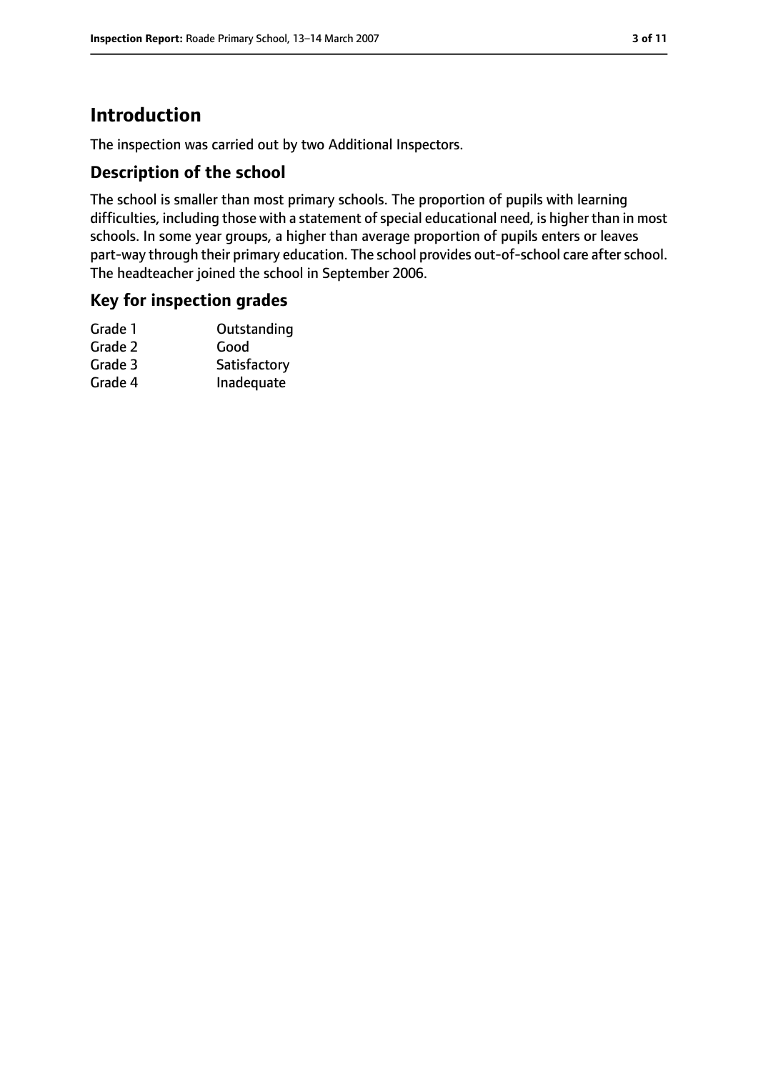## Introduction

The inspection was carried out by two Additional Inspectors.

### Description of the school

The school is smaller than most primary schools. The proportion of pupils with learning difficulties, including those with a statement of special educational need, is higher than in most schools. In some year groups, a higher than average proportion of pupils enters or leaves part-way through their primary education. The school provides out-of-school care after school. The headteacher joined the school in September 2006.

### Key for inspection grades

| | |
|---|---|
| Grade 1 | Outstanding |
| Grade 2 | Good |
| Grade 3 | Satisfactory |
| Grade 4 | Inadequate |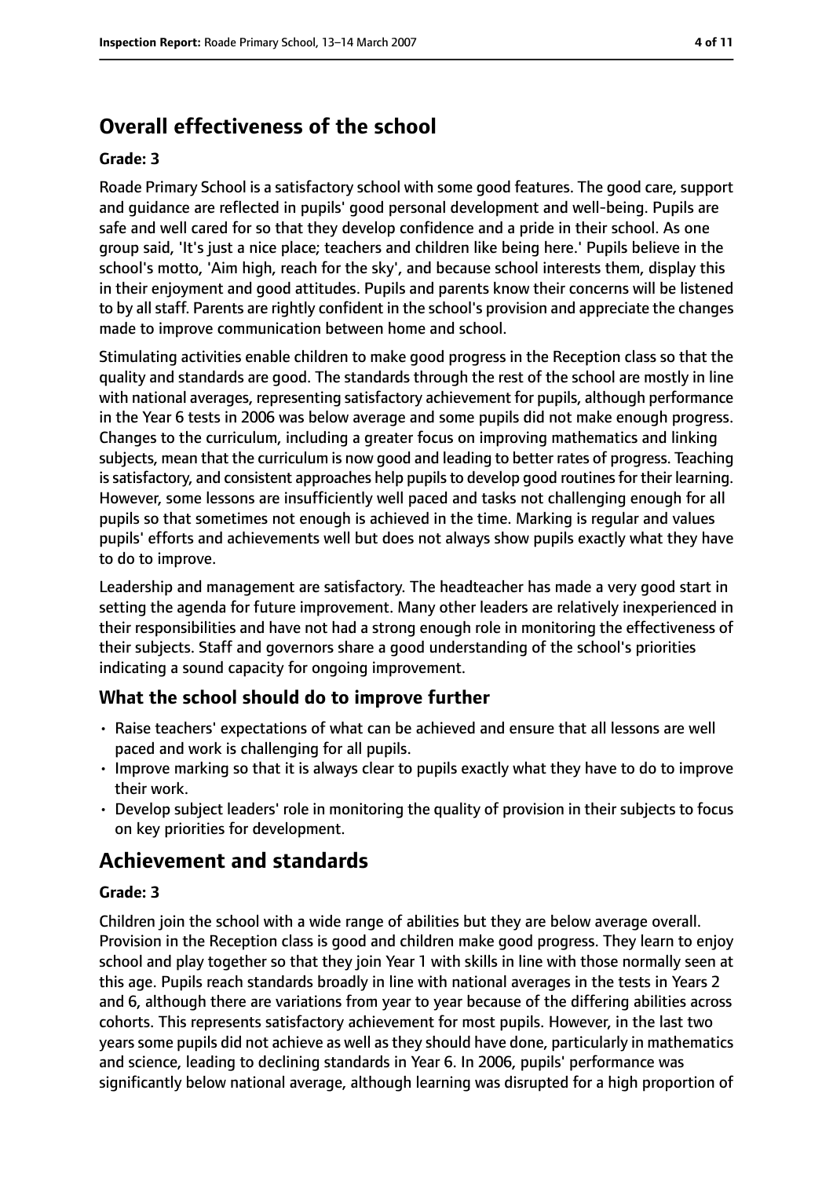# Overall effectiveness of the school

**Grade: 3**

Roade Primary School is a satisfactory school with some good features. The good care, support and guidance are reflected in pupils' good personal development and well-being. Pupils are safe and well cared for so that they develop confidence and a pride in their school. As one group said, 'It's just a nice place; teachers and children like being here.' Pupils believe in the school's motto, 'Aim high, reach for the sky', and because school interests them, display this in their enjoyment and good attitudes. Pupils and parents know their concerns will be listened to by all staff. Parents are rightly confident in the school's provision and appreciate the changes made to improve communication between home and school.

Stimulating activities enable children to make good progress in the Reception class so that the quality and standards are good. The standards through the rest of the school are mostly in line with national averages, representing satisfactory achievement for pupils, although performance in the Year 6 tests in 2006 was below average and some pupils did not make enough progress. Changes to the curriculum, including a greater focus on improving mathematics and linking subjects, mean that the curriculum is now good and leading to better rates of progress. Teaching is satisfactory, and consistent approaches help pupils to develop good routines for their learning. However, some lessons are insufficiently well paced and tasks not challenging enough for all pupils so that sometimes not enough is achieved in the time. Marking is regular and values pupils' efforts and achievements well but does not always show pupils exactly what they have to do to improve.

Leadership and management are satisfactory. The headteacher has made a very good start in setting the agenda for future improvement. Many other leaders are relatively inexperienced in their responsibilities and have not had a strong enough role in monitoring the effectiveness of their subjects. Staff and governors share a good understanding of the school's priorities indicating a sound capacity for ongoing improvement.

## What the school should do to improve further

- Raise teachers' expectations of what can be achieved and ensure that all lessons are well paced and work is challenging for all pupils.
- Improve marking so that it is always clear to pupils exactly what they have to do to improve their work.
- Develop subject leaders' role in monitoring the quality of provision in their subjects to focus on key priorities for development.

# Achievement and standards

**Grade: 3**

Children join the school with a wide range of abilities but they are below average overall. Provision in the Reception class is good and children make good progress. They learn to enjoy school and play together so that they join Year 1 with skills in line with those normally seen at this age. Pupils reach standards broadly in line with national averages in the tests in Years 2 and 6, although there are variations from year to year because of the differing abilities across cohorts. This represents satisfactory achievement for most pupils. However, in the last two years some pupils did not achieve as well as they should have done, particularly in mathematics and science, leading to declining standards in Year 6. In 2006, pupils' performance was significantly below national average, although learning was disrupted for a high proportion of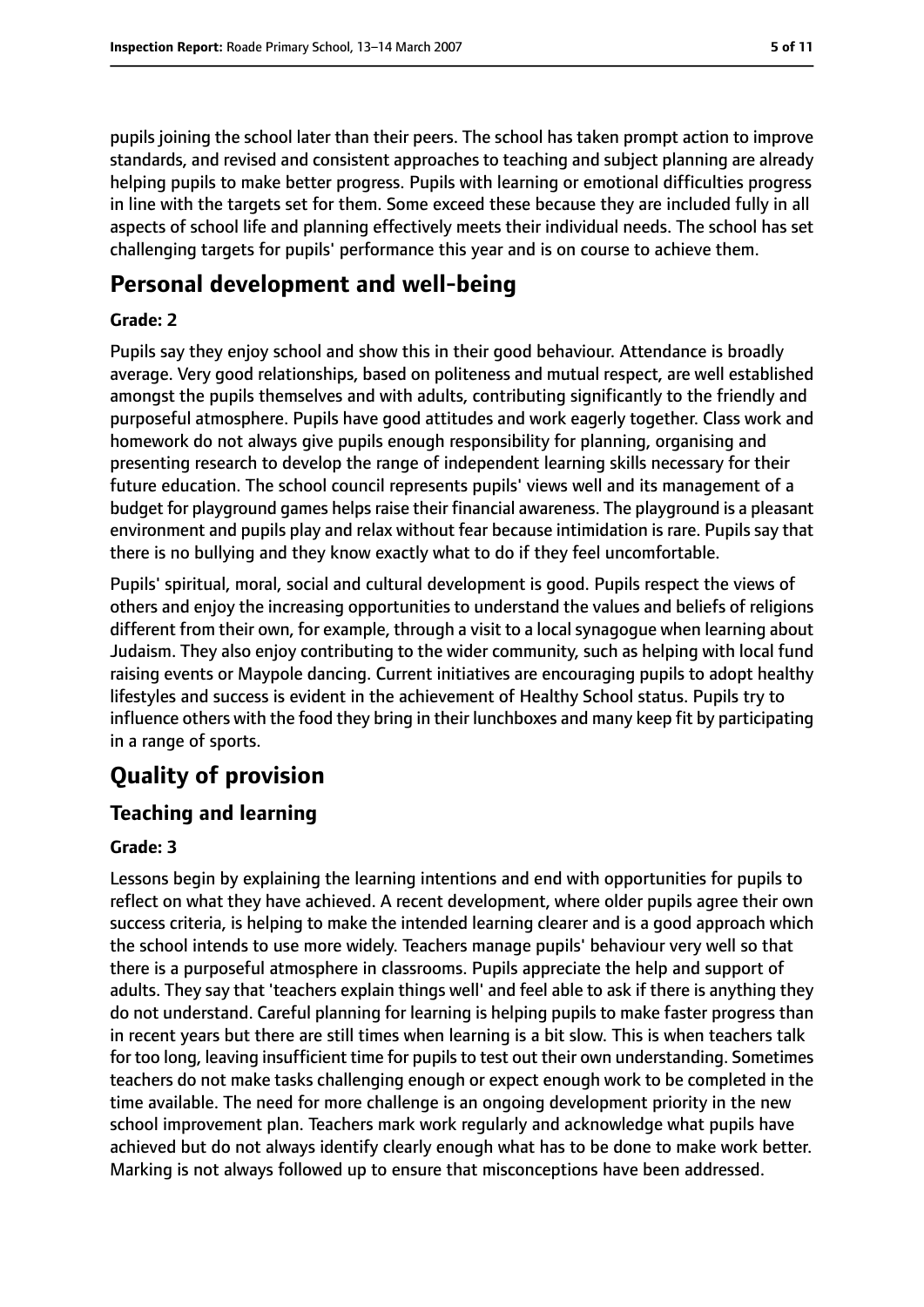pupils joining the school later than their peers. The school has taken prompt action to improve standards, and revised and consistent approaches to teaching and subject planning are already helping pupils to make better progress. Pupils with learning or emotional difficulties progress in line with the targets set for them. Some exceed these because they are included fully in all aspects of school life and planning effectively meets their individual needs. The school has set challenging targets for pupils' performance this year and is on course to achieve them.

# Personal development and well-being

**Grade: 2**

Pupils say they enjoy school and show this in their good behaviour. Attendance is broadly average. Very good relationships, based on politeness and mutual respect, are well established amongst the pupils themselves and with adults, contributing significantly to the friendly and purposeful atmosphere. Pupils have good attitudes and work eagerly together. Class work and homework do not always give pupils enough responsibility for planning, organising and presenting research to develop the range of independent learning skills necessary for their future education. The school council represents pupils' views well and its management of a budget for playground games helps raise their financial awareness. The playground is a pleasant environment and pupils play and relax without fear because intimidation is rare. Pupils say that there is no bullying and they know exactly what to do if they feel uncomfortable.

Pupils' spiritual, moral, social and cultural development is good. Pupils respect the views of others and enjoy the increasing opportunities to understand the values and beliefs of religions different from their own, for example, through a visit to a local synagogue when learning about Judaism. They also enjoy contributing to the wider community, such as helping with local fund raising events or Maypole dancing. Current initiatives are encouraging pupils to adopt healthy lifestyles and success is evident in the achievement of Healthy School status. Pupils try to influence others with the food they bring in their lunchboxes and many keep fit by participating in a range of sports.

# Quality of provision

## Teaching and learning

**Grade: 3**

Lessons begin by explaining the learning intentions and end with opportunities for pupils to reflect on what they have achieved. A recent development, where older pupils agree their own success criteria, is helping to make the intended learning clearer and is a good approach which the school intends to use more widely. Teachers manage pupils' behaviour very well so that there is a purposeful atmosphere in classrooms. Pupils appreciate the help and support of adults. They say that 'teachers explain things well' and feel able to ask if there is anything they do not understand. Careful planning for learning is helping pupils to make faster progress than in recent years but there are still times when learning is a bit slow. This is when teachers talk for too long, leaving insufficient time for pupils to test out their own understanding. Sometimes teachers do not make tasks challenging enough or expect enough work to be completed in the time available. The need for more challenge is an ongoing development priority in the new school improvement plan. Teachers mark work regularly and acknowledge what pupils have achieved but do not always identify clearly enough what has to be done to make work better. Marking is not always followed up to ensure that misconceptions have been addressed.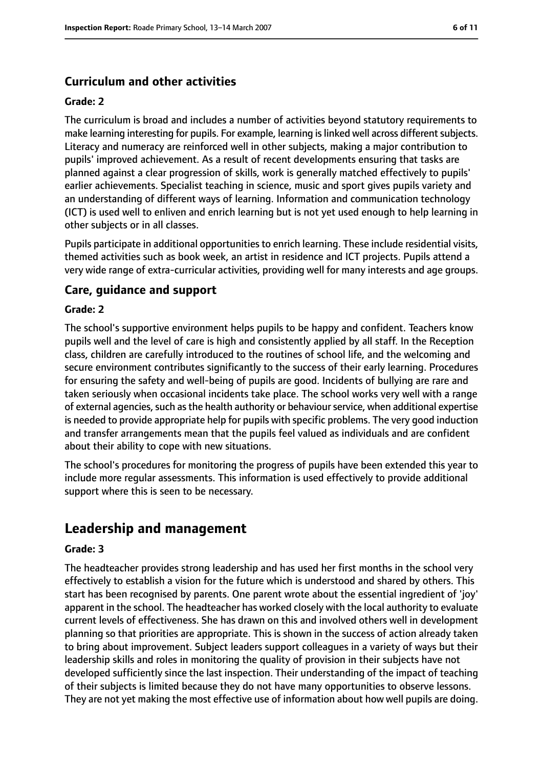### Curriculum and other activities

#### Grade: 2

The curriculum is broad and includes a number of activities beyond statutory requirements to make learning interesting for pupils. For example, learning is linked well across different subjects. Literacy and numeracy are reinforced well in other subjects, making a major contribution to pupils' improved achievement. As a result of recent developments ensuring that tasks are planned against a clear progression of skills, work is generally matched effectively to pupils' earlier achievements. Specialist teaching in science, music and sport gives pupils variety and an understanding of different ways of learning. Information and communication technology (ICT) is used well to enliven and enrich learning but is not yet used enough to help learning in other subjects or in all classes.

Pupils participate in additional opportunities to enrich learning. These include residential visits, themed activities such as book week, an artist in residence and ICT projects. Pupils attend a very wide range of extra-curricular activities, providing well for many interests and age groups.

### Care, guidance and support

#### Grade: 2

The school's supportive environment helps pupils to be happy and confident. Teachers know pupils well and the level of care is high and consistently applied by all staff. In the Reception class, children are carefully introduced to the routines of school life, and the welcoming and secure environment contributes significantly to the success of their early learning. Procedures for ensuring the safety and well-being of pupils are good. Incidents of bullying are rare and taken seriously when occasional incidents take place. The school works very well with a range of external agencies, such as the health authority or behaviour service, when additional expertise is needed to provide appropriate help for pupils with specific problems. The very good induction and transfer arrangements mean that the pupils feel valued as individuals and are confident about their ability to cope with new situations.

The school's procedures for monitoring the progress of pupils have been extended this year to include more regular assessments. This information is used effectively to provide additional support where this is seen to be necessary.

## Leadership and management

#### Grade: 3

The headteacher provides strong leadership and has used her first months in the school very effectively to establish a vision for the future which is understood and shared by others. This start has been recognised by parents. One parent wrote about the essential ingredient of 'joy' apparent in the school. The headteacher has worked closely with the local authority to evaluate current levels of effectiveness. She has drawn on this and involved others well in development planning so that priorities are appropriate. This is shown in the success of action already taken to bring about improvement. Subject leaders support colleagues in a variety of ways but their leadership skills and roles in monitoring the quality of provision in their subjects have not developed sufficiently since the last inspection. Their understanding of the impact of teaching of their subjects is limited because they do not have many opportunities to observe lessons. They are not yet making the most effective use of information about how well pupils are doing.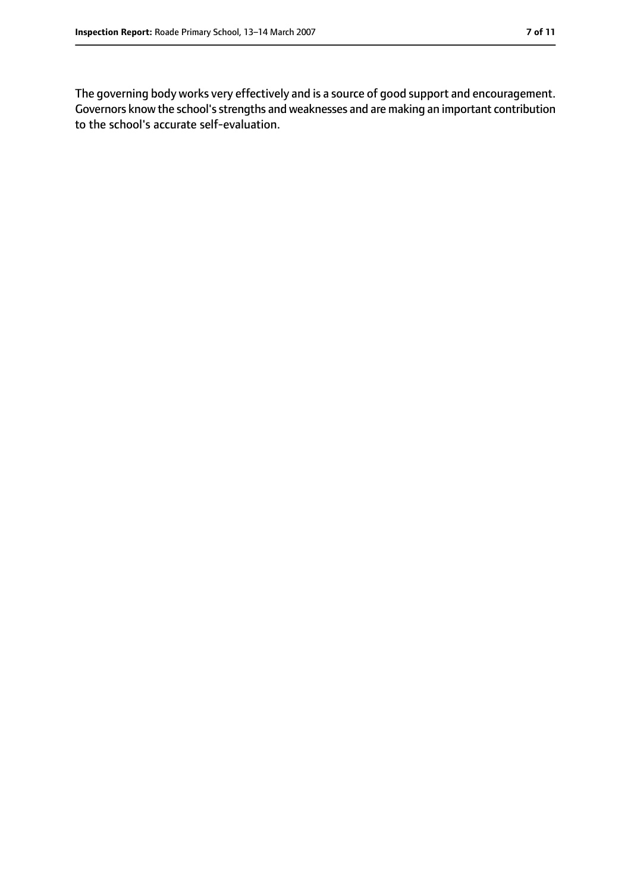The governing body works very effectively and is a source of good support and encouragement. Governors know the school's strengths and weaknesses and are making an important contribution to the school's accurate self-evaluation.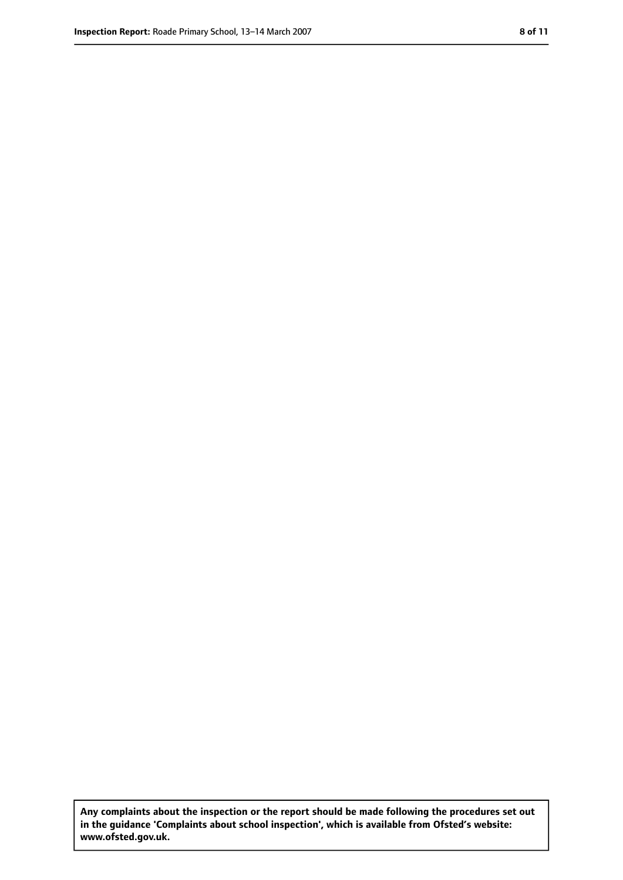**Any complaints about the inspection or the report should be made following the procedures set out in the guidance 'Complaints about school inspection', which is available from Ofsted's website: www.ofsted.gov.uk.**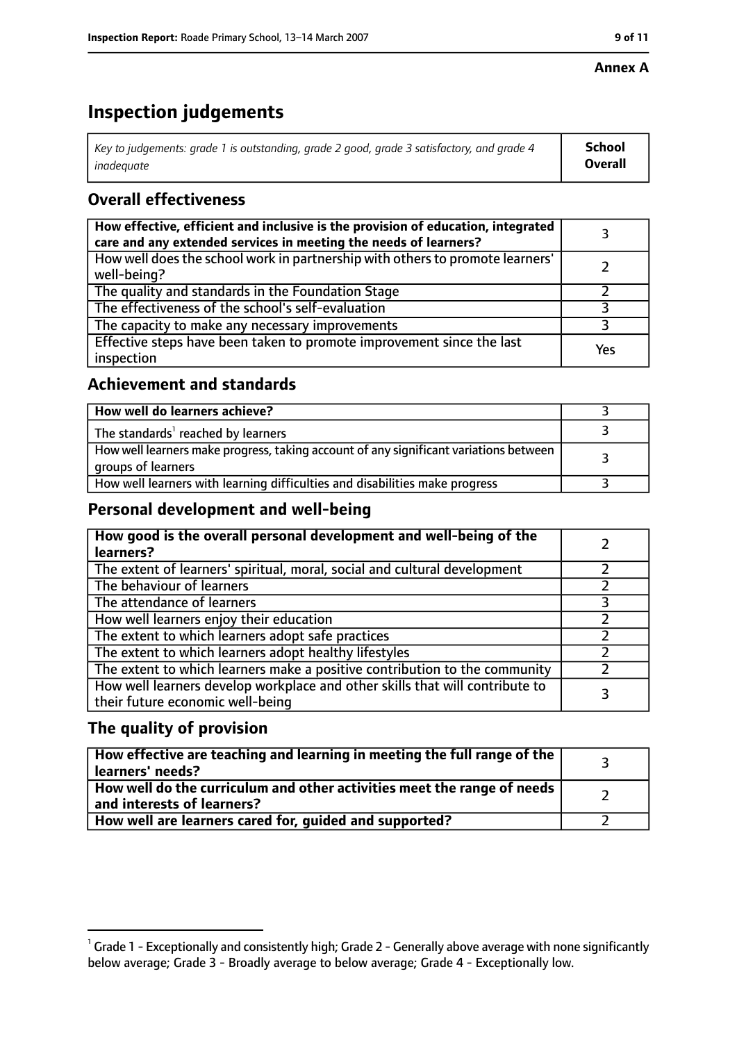**Annex A**

# Inspection judgements

| *Key to judgements: grade 1 is outstanding, grade 2 good, grade 3 satisfactory, and grade 4 inadequate* | **School Overall** |
|---|---|

## Overall effectiveness

| | |
|---|---|
| **How effective, efficient and inclusive is the provision of education, integrated care and any extended services in meeting the needs of learners?** | 3 |
| How well does the school work in partnership with others to promote learners' well-being? | 2 |
| The quality and standards in the Foundation Stage | 2 |
| The effectiveness of the school's self-evaluation | 3 |
| The capacity to make any necessary improvements | 3 |
| Effective steps have been taken to promote improvement since the last inspection | Yes |

## Achievement and standards

| | |
|---|---|
| **How well do learners achieve?** | 3 |
| The standards[1] reached by learners | 3 |
| How well learners make progress, taking account of any significant variations between groups of learners | 3 |
| How well learners with learning difficulties and disabilities make progress | 3 |

## Personal development and well-being

| | |
|---|---|
| **How good is the overall personal development and well-being of the learners?** | 2 |
| The extent of learners' spiritual, moral, social and cultural development | 2 |
| The behaviour of learners | 2 |
| The attendance of learners | 3 |
| How well learners enjoy their education | 2 |
| The extent to which learners adopt safe practices | 2 |
| The extent to which learners adopt healthy lifestyles | 2 |
| The extent to which learners make a positive contribution to the community | 2 |
| How well learners develop workplace and other skills that will contribute to their future economic well-being | 3 |

## The quality of provision

| | |
|---|---|
| **How effective are teaching and learning in meeting the full range of the learners' needs?** | 3 |
| **How well do the curriculum and other activities meet the range of needs and interests of learners?** | 2 |
| **How well are learners cared for, guided and supported?** | 2 |

[1] Grade 1 - Exceptionally and consistently high; Grade 2 - Generally above average with none significantly below average; Grade 3 - Broadly average to below average; Grade 4 - Exceptionally low.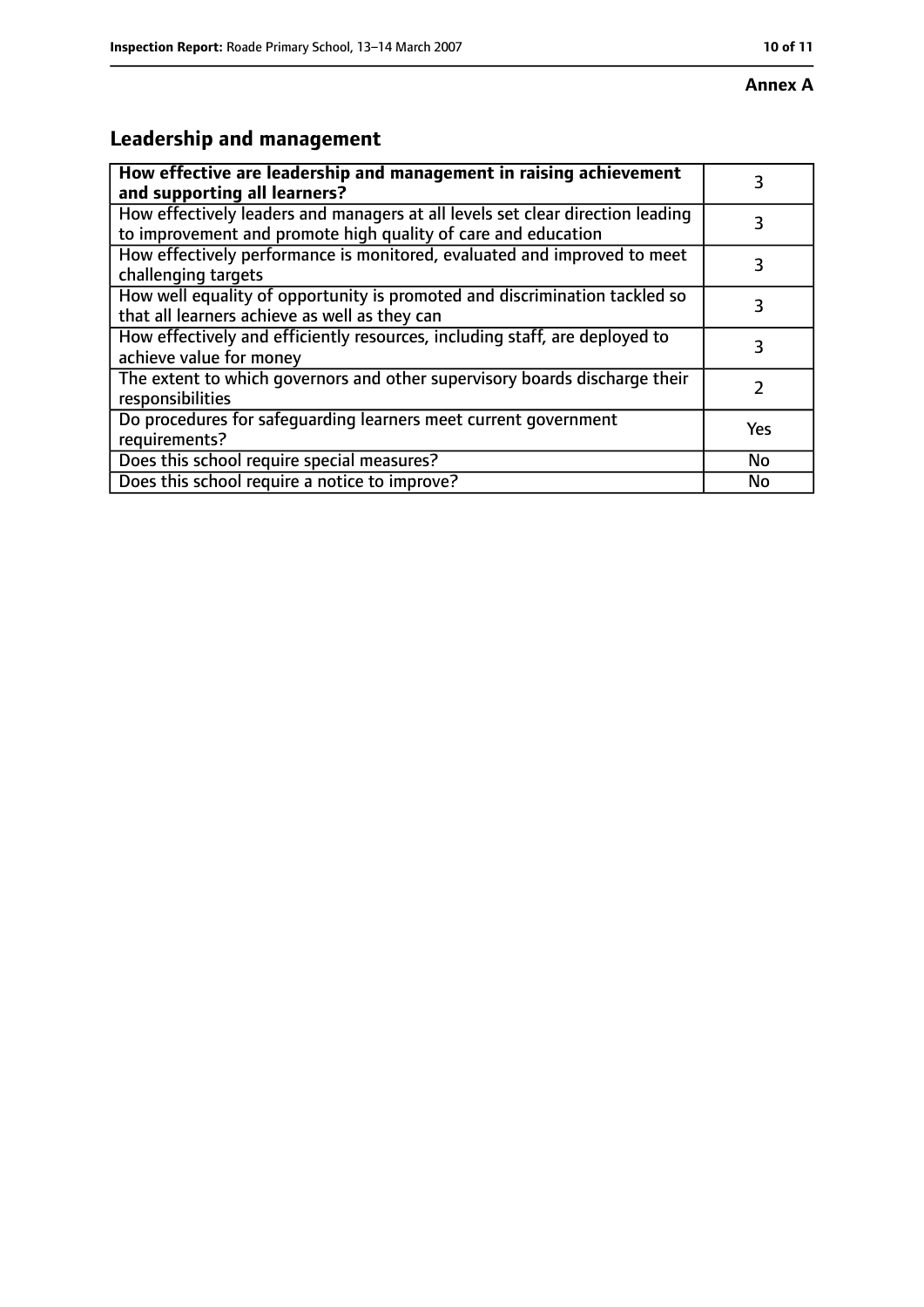**Annex A**

## Leadership and management

| **How effective are leadership and management in raising achievement and supporting all learners?** | 3 |
|---|---|
| How effectively leaders and managers at all levels set clear direction leading to improvement and promote high quality of care and education | 3 |
| How effectively performance is monitored, evaluated and improved to meet challenging targets | 3 |
| How well equality of opportunity is promoted and discrimination tackled so that all learners achieve as well as they can | 3 |
| How effectively and efficiently resources, including staff, are deployed to achieve value for money | 3 |
| The extent to which governors and other supervisory boards discharge their responsibilities | 2 |
| Do procedures for safeguarding learners meet current government requirements? | Yes |
| Does this school require special measures? | No |
| Does this school require a notice to improve? | No |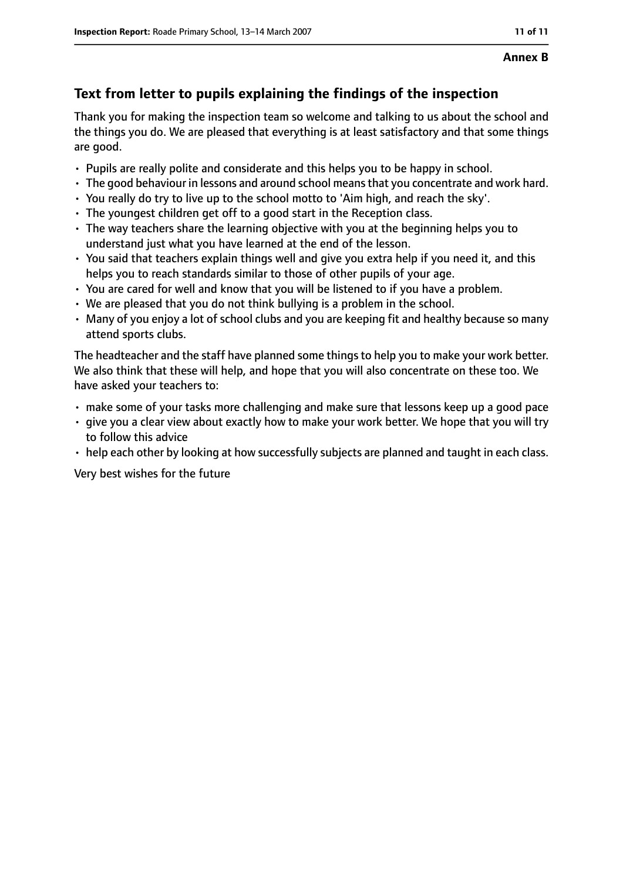**Annex B**

## Text from letter to pupils explaining the findings of the inspection

Thank you for making the inspection team so welcome and talking to us about the school and the things you do. We are pleased that everything is at least satisfactory and that some things are good.

- Pupils are really polite and considerate and this helps you to be happy in school.
- The good behaviour in lessons and around school means that you concentrate and work hard.
- You really do try to live up to the school motto to 'Aim high, and reach the sky'.
- The youngest children get off to a good start in the Reception class.
- The way teachers share the learning objective with you at the beginning helps you to understand just what you have learned at the end of the lesson.
- You said that teachers explain things well and give you extra help if you need it, and this helps you to reach standards similar to those of other pupils of your age.
- You are cared for well and know that you will be listened to if you have a problem.
- We are pleased that you do not think bullying is a problem in the school.
- Many of you enjoy a lot of school clubs and you are keeping fit and healthy because so many attend sports clubs.

The headteacher and the staff have planned some things to help you to make your work better. We also think that these will help, and hope that you will also concentrate on these too. We have asked your teachers to:

- make some of your tasks more challenging and make sure that lessons keep up a good pace
- give you a clear view about exactly how to make your work better. We hope that you will try to follow this advice
- help each other by looking at how successfully subjects are planned and taught in each class.

Very best wishes for the future